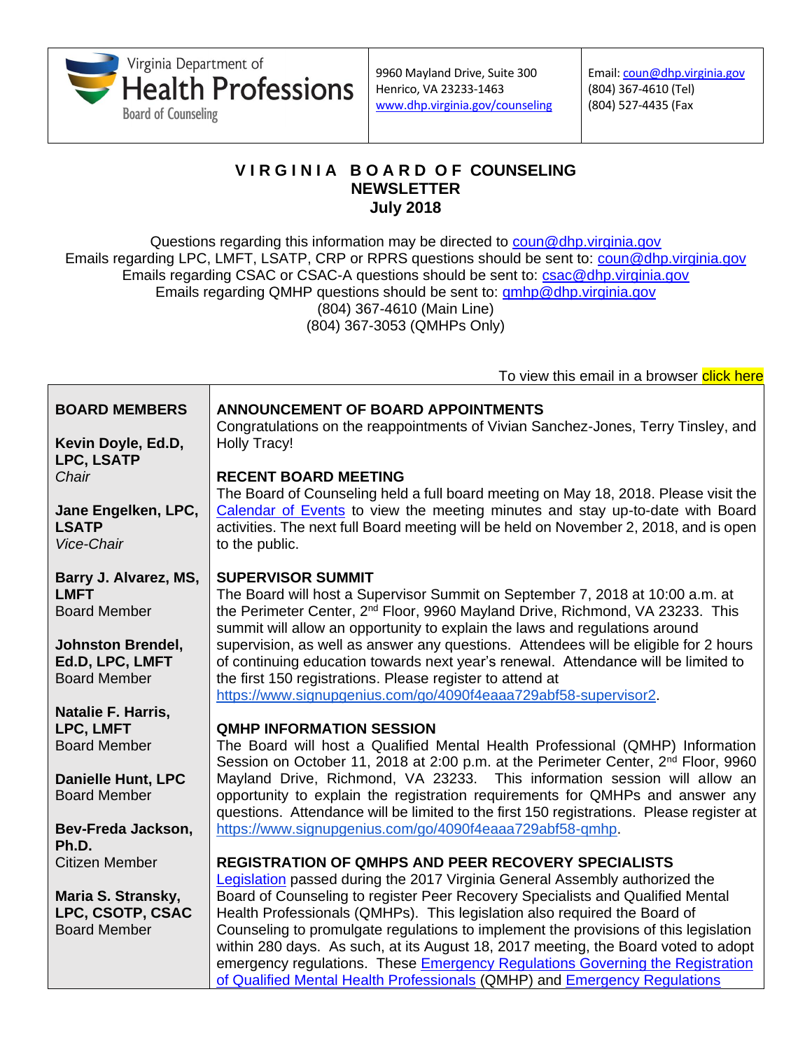Virginia Department of Health Professions
Board of Counseling

9960 Mayland Drive, Suite 300
Henrico, VA 23233-1463
www.dhp.virginia.gov/counseling

Email: coun@dhp.virginia.gov
(804) 367-4610 (Tel)
(804) 527-4435 (Fax

# VIRGINIA BOARD OF COUNSELING NEWSLETTER
## July 2018

Questions regarding this information may be directed to coun@dhp.virginia.gov
Emails regarding LPC, LMFT, LSATP, CRP or RPRS questions should be sent to: coun@dhp.virginia.gov
Emails regarding CSAC or CSAC-A questions should be sent to: csac@dhp.virginia.gov
Emails regarding QMHP questions should be sent to: qmhp@dhp.virginia.gov
(804) 367-4610 (Main Line)
(804) 367-3053 (QMHPs Only)

To view this email in a browser click here

**BOARD MEMBERS**

**Kevin Doyle, Ed.D, LPC, LSATP**
*Chair*

**Jane Engelken, LPC, LSATP**
*Vice-Chair*

**Barry J. Alvarez, MS, LMFT**
Board Member

**Johnston Brendel, Ed.D, LPC, LMFT**
Board Member

**Natalie F. Harris, LPC, LMFT**
Board Member

**Danielle Hunt, LPC**
Board Member

**Bev-Freda Jackson, Ph.D.**
Citizen Member

**Maria S. Stransky, LPC, CSOTP, CSAC**
Board Member

### ANNOUNCEMENT OF BOARD APPOINTMENTS

Congratulations on the reappointments of Vivian Sanchez-Jones, Terry Tinsley, and Holly Tracy!

### RECENT BOARD MEETING

The Board of Counseling held a full board meeting on May 18, 2018. Please visit the Calendar of Events to view the meeting minutes and stay up-to-date with Board activities. The next full Board meeting will be held on November 2, 2018, and is open to the public.

### SUPERVISOR SUMMIT

The Board will host a Supervisor Summit on September 7, 2018 at 10:00 a.m. at the Perimeter Center, 2nd Floor, 9960 Mayland Drive, Richmond, VA 23233. This summit will allow an opportunity to explain the laws and regulations around supervision, as well as answer any questions. Attendees will be eligible for 2 hours of continuing education towards next year's renewal. Attendance will be limited to the first 150 registrations. Please register to attend at https://www.signupgenius.com/go/4090f4eaaa729abf58-supervisor2.

### QMHP INFORMATION SESSION

The Board will host a Qualified Mental Health Professional (QMHP) Information Session on October 11, 2018 at 2:00 p.m. at the Perimeter Center, 2nd Floor, 9960 Mayland Drive, Richmond, VA 23233. This information session will allow an opportunity to explain the registration requirements for QMHPs and answer any questions. Attendance will be limited to the first 150 registrations. Please register at https://www.signupgenius.com/go/4090f4eaaa729abf58-qmhp.

### REGISTRATION OF QMHPS AND PEER RECOVERY SPECIALISTS

Legislation passed during the 2017 Virginia General Assembly authorized the Board of Counseling to register Peer Recovery Specialists and Qualified Mental Health Professionals (QMHPs). This legislation also required the Board of Counseling to promulgate regulations to implement the provisions of this legislation within 280 days. As such, at its August 18, 2017 meeting, the Board voted to adopt emergency regulations. These Emergency Regulations Governing the Registration of Qualified Mental Health Professionals (QMHP) and Emergency Regulations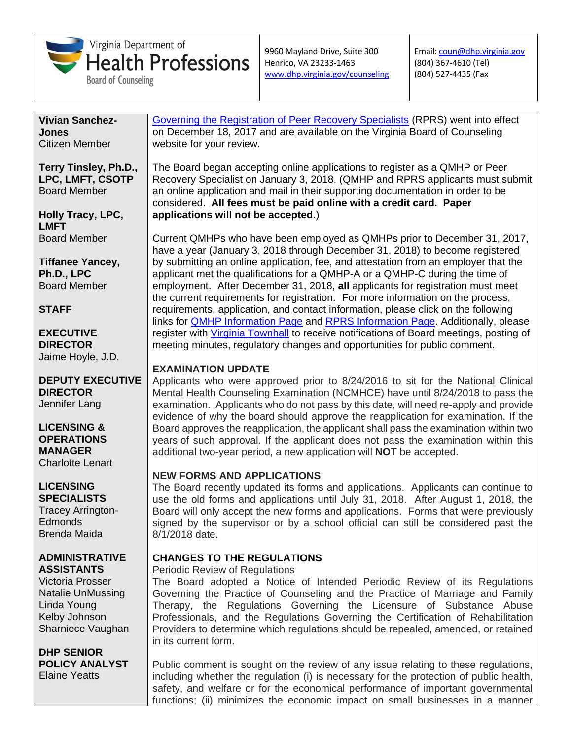Virginia Department of Health Professions
Board of Counseling

9960 Mayland Drive, Suite 300
Henrico, VA 23233-1463
www.dhp.virginia.gov/counseling

Email: coun@dhp.virginia.gov
(804) 367-4610 (Tel)
(804) 527-4435 (Fax

**Vivian Sanchez-Jones**
Citizen Member

**Terry Tinsley, Ph.D., LPC, LMFT, CSOTP**
Board Member

**Holly Tracy, LPC, LMFT**
Board Member

**Tiffanee Yancey, Ph.D., LPC**
Board Member

**STAFF**

**EXECUTIVE DIRECTOR**
Jaime Hoyle, J.D.

**DEPUTY EXECUTIVE DIRECTOR**
Jennifer Lang

**LICENSING & OPERATIONS MANAGER**
Charlotte Lenart

**LICENSING SPECIALISTS**
Tracey Arrington-Edmonds
Brenda Maida

**ADMINISTRATIVE ASSISTANTS**
Victoria Prosser
Natalie UnMussing
Linda Young
Kelby Johnson
Sharniece Vaughan

**DHP SENIOR POLICY ANALYST**
Elaine Yeatts

Governing the Registration of Peer Recovery Specialists (RPRS) went into effect on December 18, 2017 and are available on the Virginia Board of Counseling website for your review.

The Board began accepting online applications to register as a QMHP or Peer Recovery Specialist on January 3, 2018. (QMHP and RPRS applicants must submit an online application and mail in their supporting documentation in order to be considered. **All fees must be paid online with a credit card. Paper applications will not be accepted**.)

Current QMHPs who have been employed as QMHPs prior to December 31, 2017, have a year (January 3, 2018 through December 31, 2018) to become registered by submitting an online application, fee, and attestation from an employer that the applicant met the qualifications for a QMHP-A or a QMHP-C during the time of employment. After December 31, 2018, **all** applicants for registration must meet the current requirements for registration. For more information on the process, requirements, application, and contact information, please click on the following links for QMHP Information Page and RPRS Information Page. Additionally, please register with Virginia Townhall to receive notifications of Board meetings, posting of meeting minutes, regulatory changes and opportunities for public comment.

## EXAMINATION UPDATE

Applicants who were approved prior to 8/24/2016 to sit for the National Clinical Mental Health Counseling Examination (NCMHCE) have until 8/24/2018 to pass the examination. Applicants who do not pass by this date, will need re-apply and provide evidence of why the board should approve the reapplication for examination. If the Board approves the reapplication, the applicant shall pass the examination within two years of such approval. If the applicant does not pass the examination within this additional two-year period, a new application will **NOT** be accepted.

## NEW FORMS AND APPLICATIONS

The Board recently updated its forms and applications. Applicants can continue to use the old forms and applications until July 31, 2018. After August 1, 2018, the Board will only accept the new forms and applications. Forms that were previously signed by the supervisor or by a school official can still be considered past the 8/1/2018 date.

## CHANGES TO THE REGULATIONS

Periodic Review of Regulations

The Board adopted a Notice of Intended Periodic Review of its Regulations Governing the Practice of Counseling and the Practice of Marriage and Family Therapy, the Regulations Governing the Licensure of Substance Abuse Professionals, and the Regulations Governing the Certification of Rehabilitation Providers to determine which regulations should be repealed, amended, or retained in its current form.

Public comment is sought on the review of any issue relating to these regulations, including whether the regulation (i) is necessary for the protection of public health, safety, and welfare or for the economical performance of important governmental functions; (ii) minimizes the economic impact on small businesses in a manner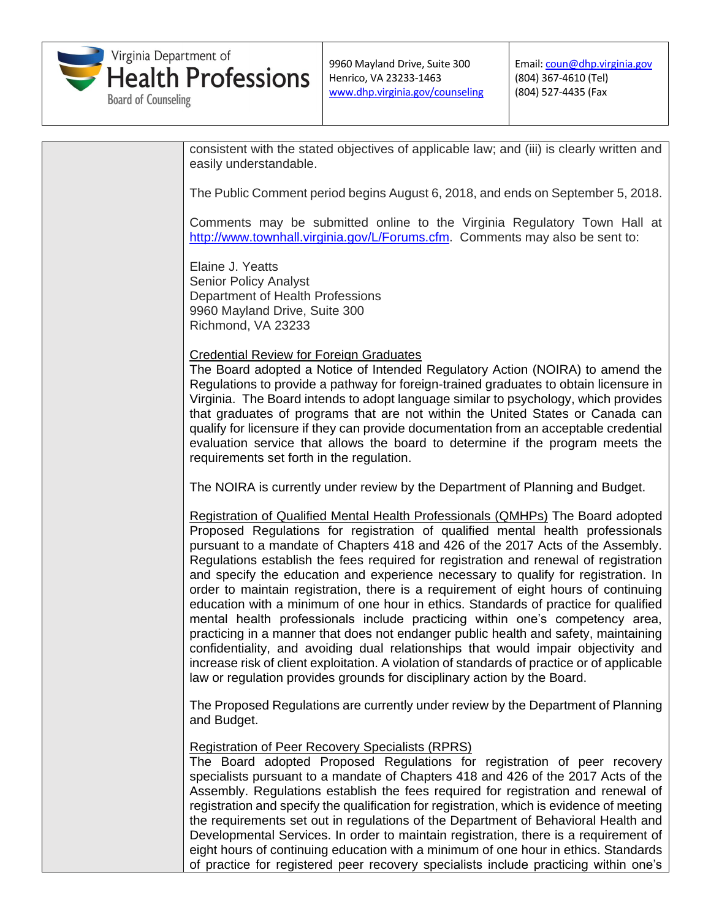consistent with the stated objectives of applicable law; and (iii) is clearly written and easily understandable.

The Public Comment period begins August 6, 2018, and ends on September 5, 2018.

Comments may be submitted online to the Virginia Regulatory Town Hall at http://www.townhall.virginia.gov/L/Forums.cfm. Comments may also be sent to:

Elaine J. Yeatts
Senior Policy Analyst
Department of Health Professions
9960 Mayland Drive, Suite 300
Richmond, VA 23233

<u>Credential Review for Foreign Graduates</u>
The Board adopted a Notice of Intended Regulatory Action (NOIRA) to amend the Regulations to provide a pathway for foreign-trained graduates to obtain licensure in Virginia. The Board intends to adopt language similar to psychology, which provides that graduates of programs that are not within the United States or Canada can qualify for licensure if they can provide documentation from an acceptable credential evaluation service that allows the board to determine if the program meets the requirements set forth in the regulation.

The NOIRA is currently under review by the Department of Planning and Budget.

<u>Registration of Qualified Mental Health Professionals (QMHPs)</u> The Board adopted Proposed Regulations for registration of qualified mental health professionals pursuant to a mandate of Chapters 418 and 426 of the 2017 Acts of the Assembly. Regulations establish the fees required for registration and renewal of registration and specify the education and experience necessary to qualify for registration. In order to maintain registration, there is a requirement of eight hours of continuing education with a minimum of one hour in ethics. Standards of practice for qualified mental health professionals include practicing within one's competency area, practicing in a manner that does not endanger public health and safety, maintaining confidentiality, and avoiding dual relationships that would impair objectivity and increase risk of client exploitation. A violation of standards of practice or of applicable law or regulation provides grounds for disciplinary action by the Board.

The Proposed Regulations are currently under review by the Department of Planning and Budget.

<u>Registration of Peer Recovery Specialists (RPRS)</u>
The Board adopted Proposed Regulations for registration of peer recovery specialists pursuant to a mandate of Chapters 418 and 426 of the 2017 Acts of the Assembly. Regulations establish the fees required for registration and renewal of registration and specify the qualification for registration, which is evidence of meeting the requirements set out in regulations of the Department of Behavioral Health and Developmental Services. In order to maintain registration, there is a requirement of eight hours of continuing education with a minimum of one hour in ethics. Standards of practice for registered peer recovery specialists include practicing within one's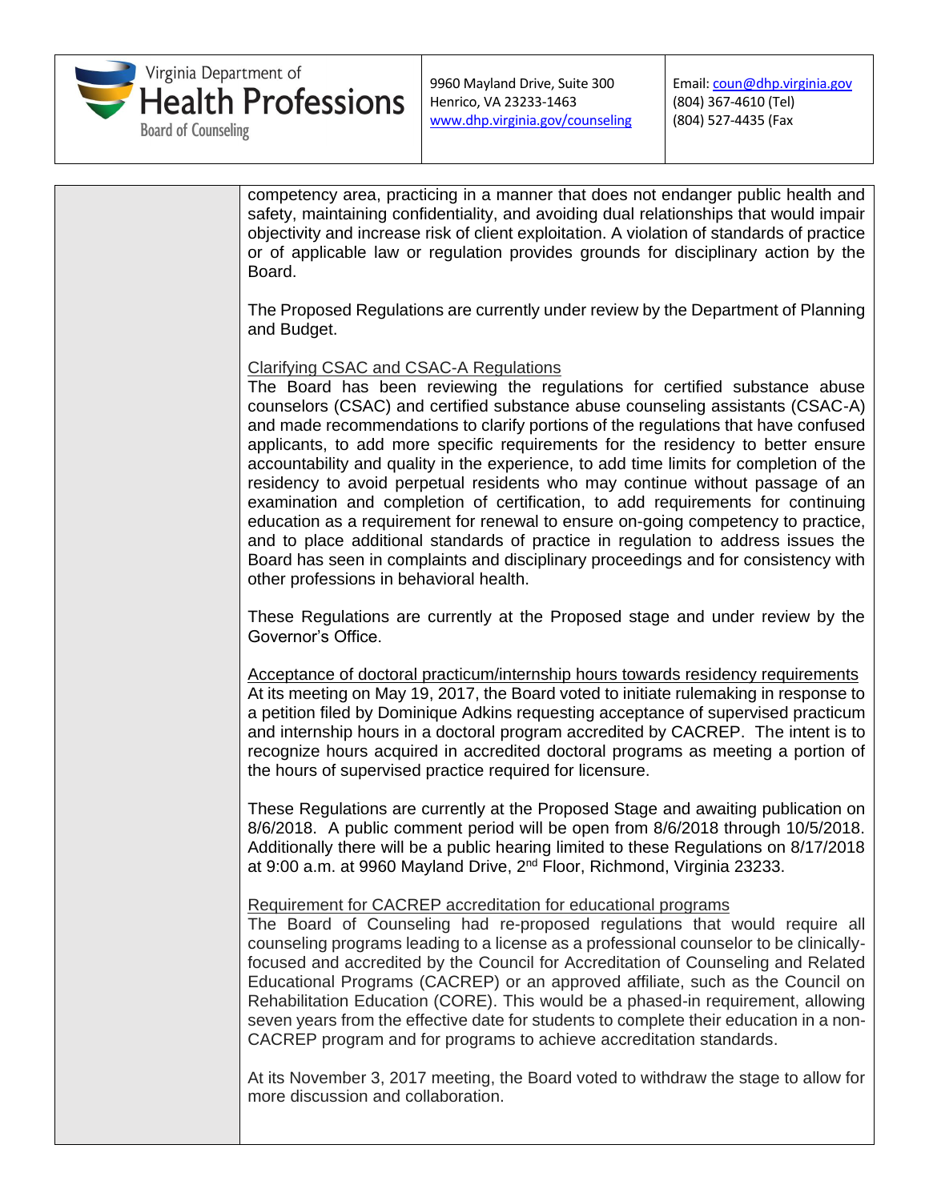competency area, practicing in a manner that does not endanger public health and safety, maintaining confidentiality, and avoiding dual relationships that would impair objectivity and increase risk of client exploitation. A violation of standards of practice or of applicable law or regulation provides grounds for disciplinary action by the Board.

The Proposed Regulations are currently under review by the Department of Planning and Budget.

Clarifying CSAC and CSAC-A Regulations

The Board has been reviewing the regulations for certified substance abuse counselors (CSAC) and certified substance abuse counseling assistants (CSAC-A) and made recommendations to clarify portions of the regulations that have confused applicants, to add more specific requirements for the residency to better ensure accountability and quality in the experience, to add time limits for completion of the residency to avoid perpetual residents who may continue without passage of an examination and completion of certification, to add requirements for continuing education as a requirement for renewal to ensure on-going competency to practice, and to place additional standards of practice in regulation to address issues the Board has seen in complaints and disciplinary proceedings and for consistency with other professions in behavioral health.

These Regulations are currently at the Proposed stage and under review by the Governor's Office.

Acceptance of doctoral practicum/internship hours towards residency requirements

At its meeting on May 19, 2017, the Board voted to initiate rulemaking in response to a petition filed by Dominique Adkins requesting acceptance of supervised practicum and internship hours in a doctoral program accredited by CACREP. The intent is to recognize hours acquired in accredited doctoral programs as meeting a portion of the hours of supervised practice required for licensure.

These Regulations are currently at the Proposed Stage and awaiting publication on 8/6/2018. A public comment period will be open from 8/6/2018 through 10/5/2018. Additionally there will be a public hearing limited to these Regulations on 8/17/2018 at 9:00 a.m. at 9960 Mayland Drive, 2nd Floor, Richmond, Virginia 23233.

Requirement for CACREP accreditation for educational programs

The Board of Counseling had re-proposed regulations that would require all counseling programs leading to a license as a professional counselor to be clinically-focused and accredited by the Council for Accreditation of Counseling and Related Educational Programs (CACREP) or an approved affiliate, such as the Council on Rehabilitation Education (CORE). This would be a phased-in requirement, allowing seven years from the effective date for students to complete their education in a non-CACREP program and for programs to achieve accreditation standards.

At its November 3, 2017 meeting, the Board voted to withdraw the stage to allow for more discussion and collaboration.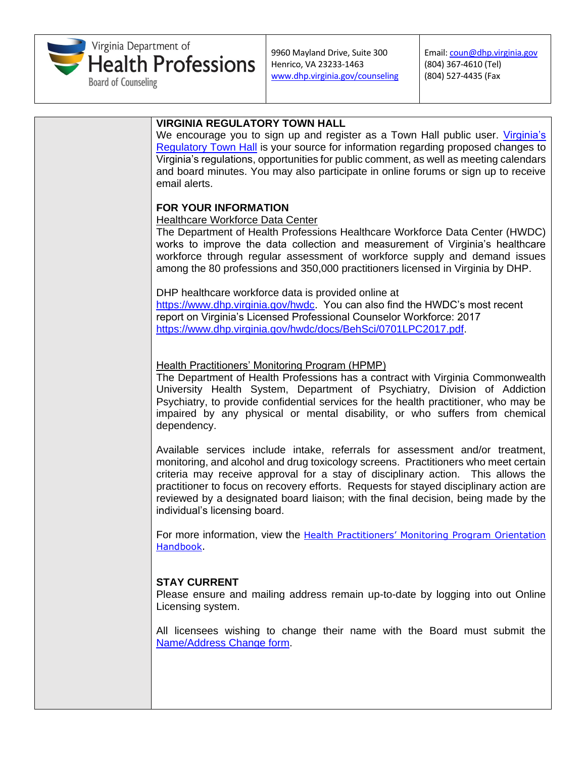Virginia Department of
Health Professions
Board of Counseling

9960 Mayland Drive, Suite 300
Henrico, VA 23233-1463
www.dhp.virginia.gov/counseling

Email: coun@dhp.virginia.gov
(804) 367-4610 (Tel)
(804) 527-4435 (Fax

**VIRGINIA REGULATORY TOWN HALL**

We encourage you to sign up and register as a Town Hall public user. Virginia's Regulatory Town Hall is your source for information regarding proposed changes to Virginia's regulations, opportunities for public comment, as well as meeting calendars and board minutes. You may also participate in online forums or sign up to receive email alerts.

**FOR YOUR INFORMATION**

Healthcare Workforce Data Center

The Department of Health Professions Healthcare Workforce Data Center (HWDC) works to improve the data collection and measurement of Virginia's healthcare workforce through regular assessment of workforce supply and demand issues among the 80 professions and 350,000 practitioners licensed in Virginia by DHP.

DHP healthcare workforce data is provided online at https://www.dhp.virginia.gov/hwdc. You can also find the HWDC's most recent report on Virginia's Licensed Professional Counselor Workforce: 2017 https://www.dhp.virginia.gov/hwdc/docs/BehSci/0701LPC2017.pdf.

Health Practitioners' Monitoring Program (HPMP)

The Department of Health Professions has a contract with Virginia Commonwealth University Health System, Department of Psychiatry, Division of Addiction Psychiatry, to provide confidential services for the health practitioner, who may be impaired by any physical or mental disability, or who suffers from chemical dependency.

Available services include intake, referrals for assessment and/or treatment, monitoring, and alcohol and drug toxicology screens. Practitioners who meet certain criteria may receive approval for a stay of disciplinary action. This allows the practitioner to focus on recovery efforts. Requests for stayed disciplinary action are reviewed by a designated board liaison; with the final decision, being made by the individual's licensing board.

For more information, view the Health Practitioners' Monitoring Program Orientation Handbook.

**STAY CURRENT**

Please ensure and mailing address remain up-to-date by logging into out Online Licensing system.

All licensees wishing to change their name with the Board must submit the Name/Address Change form.